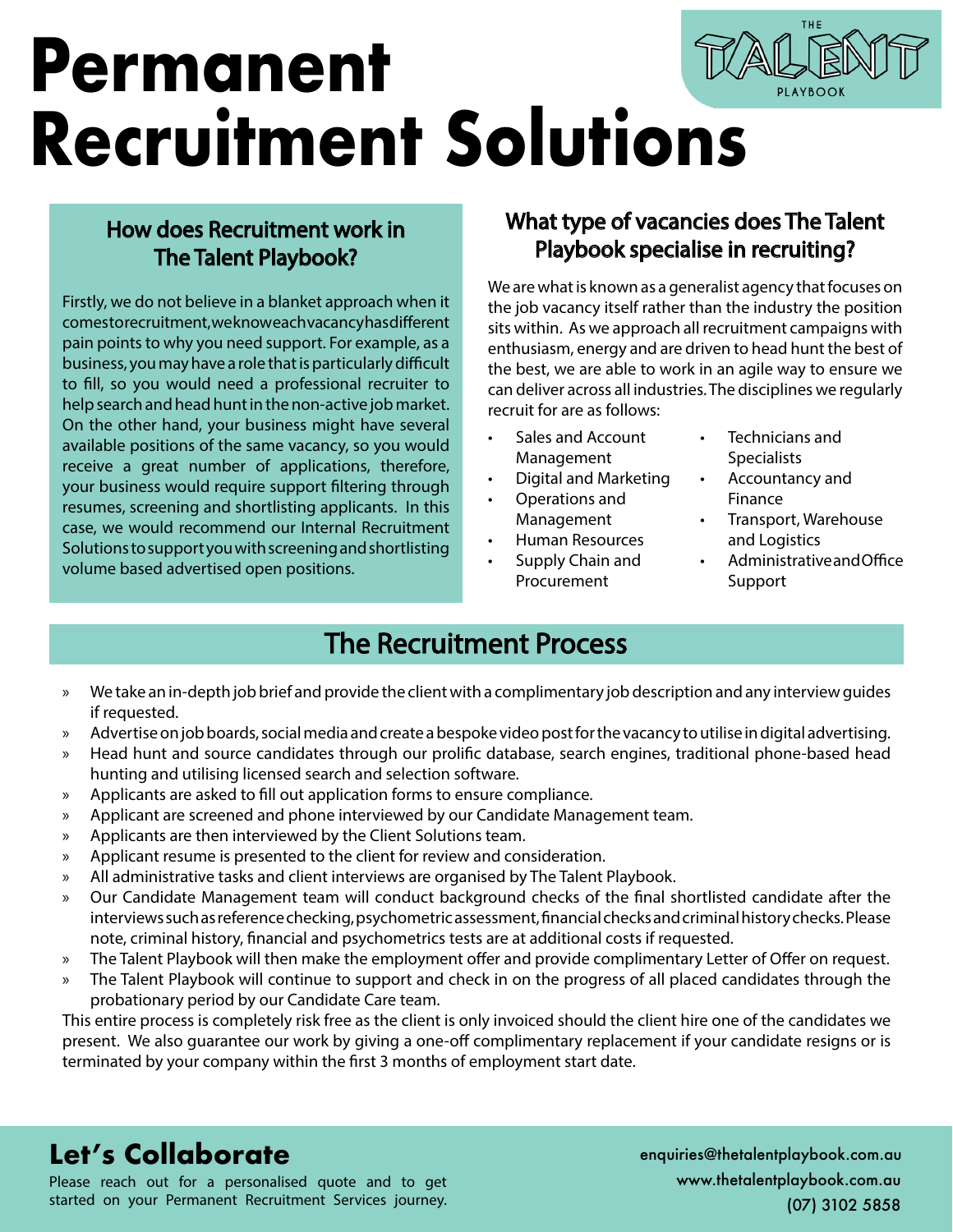# Permanent Recruitment Solutions

THE TALENT PLAYBOOK

## How does Recruitment work in The Talent Playbook?

Firstly, we do not believe in a blanket approach when it comes to recruitment, we know each vacancy has different pain points to why you need support. For example, as a business, you may have a role that is particularly difficult to fill, so you would need a professional recruiter to help search and head hunt in the non-active job market. On the other hand, your business might have several available positions of the same vacancy, so you would receive a great number of applications, therefore, your business would require support filtering through resumes, screening and shortlisting applicants. In this case, we would recommend our Internal Recruitment Solutions to support you with screening and shortlisting volume based advertised open positions.

## What type of vacancies does The Talent Playbook specialise in recruiting?

We are what is known as a generalist agency that focuses on the job vacancy itself rather than the industry the position sits within. As we approach all recruitment campaigns with enthusiasm, energy and are driven to head hunt the best of the best, we are able to work in an agile way to ensure we can deliver across all industries. The disciplines we regularly recruit for are as follows:

- Sales and Account Management
- Digital and Marketing
- Operations and Management
- Human Resources
- Supply Chain and Procurement
- Technicians and Specialists
- Accountancy and Finance
- Transport, Warehouse and Logistics
- Administrative and Office Support

## The Recruitment Process

» We take an in-depth job brief and provide the client with a complimentary job description and any interview guides if requested.
» Advertise on job boards, social media and create a bespoke video post for the vacancy to utilise in digital advertising.
» Head hunt and source candidates through our prolific database, search engines, traditional phone-based head hunting and utilising licensed search and selection software.
» Applicants are asked to fill out application forms to ensure compliance.
» Applicant are screened and phone interviewed by our Candidate Management team.
» Applicants are then interviewed by the Client Solutions team.
» Applicant resume is presented to the client for review and consideration.
» All administrative tasks and client interviews are organised by The Talent Playbook.
» Our Candidate Management team will conduct background checks of the final shortlisted candidate after the interviews such as reference checking, psychometric assessment, financial checks and criminal history checks. Please note, criminal history, financial and psychometrics tests are at additional costs if requested.
» The Talent Playbook will then make the employment offer and provide complimentary Letter of Offer on request.
» The Talent Playbook will continue to support and check in on the progress of all placed candidates through the probationary period by our Candidate Care team.

This entire process is completely risk free as the client is only invoiced should the client hire one of the candidates we present. We also guarantee our work by giving a one-off complimentary replacement if your candidate resigns or is terminated by your company within the first 3 months of employment start date.

## Let's Collaborate

Please reach out for a personalised quote and to get started on your Permanent Recruitment Services journey.

enquiries@thetalentplaybook.com.au
www.thetalentplaybook.com.au
(07) 3102 5858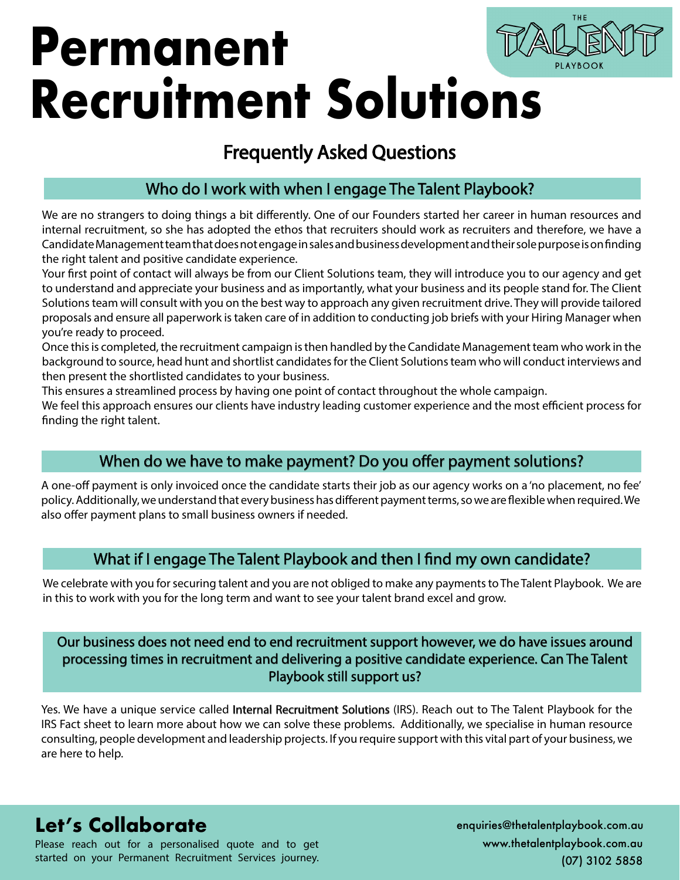# Permanent Recruitment Solutions

THE TALENT PLAYBOOK

## Frequently Asked Questions

### Who do I work with when I engage The Talent Playbook?

We are no strangers to doing things a bit differently. One of our Founders started her career in human resources and internal recruitment, so she has adopted the ethos that recruiters should work as recruiters and therefore, we have a Candidate Management team that does not engage in sales and business development and their sole purpose is on finding the right talent and positive candidate experience.

Your first point of contact will always be from our Client Solutions team, they will introduce you to our agency and get to understand and appreciate your business and as importantly, what your business and its people stand for. The Client Solutions team will consult with you on the best way to approach any given recruitment drive. They will provide tailored proposals and ensure all paperwork is taken care of in addition to conducting job briefs with your Hiring Manager when you're ready to proceed.

Once this is completed, the recruitment campaign is then handled by the Candidate Management team who work in the background to source, head hunt and shortlist candidates for the Client Solutions team who will conduct interviews and then present the shortlisted candidates to your business.

This ensures a streamlined process by having one point of contact throughout the whole campaign.

We feel this approach ensures our clients have industry leading customer experience and the most efficient process for finding the right talent.

### When do we have to make payment? Do you offer payment solutions?

A one-off payment is only invoiced once the candidate starts their job as our agency works on a 'no placement, no fee' policy. Additionally, we understand that every business has different payment terms, so we are flexible when required. We also offer payment plans to small business owners if needed.

### What if I engage The Talent Playbook and then I find my own candidate?

We celebrate with you for securing talent and you are not obliged to make any payments to The Talent Playbook. We are in this to work with you for the long term and want to see your talent brand excel and grow.

### Our business does not need end to end recruitment support however, we do have issues around processing times in recruitment and delivering a positive candidate experience. Can The Talent Playbook still support us?

Yes. We have a unique service called Internal Recruitment Solutions (IRS). Reach out to The Talent Playbook for the IRS Fact sheet to learn more about how we can solve these problems. Additionally, we specialise in human resource consulting, people development and leadership projects. If you require support with this vital part of your business, we are here to help.

## Let's Collaborate

Please reach out for a personalised quote and to get started on your Permanent Recruitment Services journey.

enquiries@thetalentplaybook.com.au
www.thetalentplaybook.com.au
(07) 3102 5858